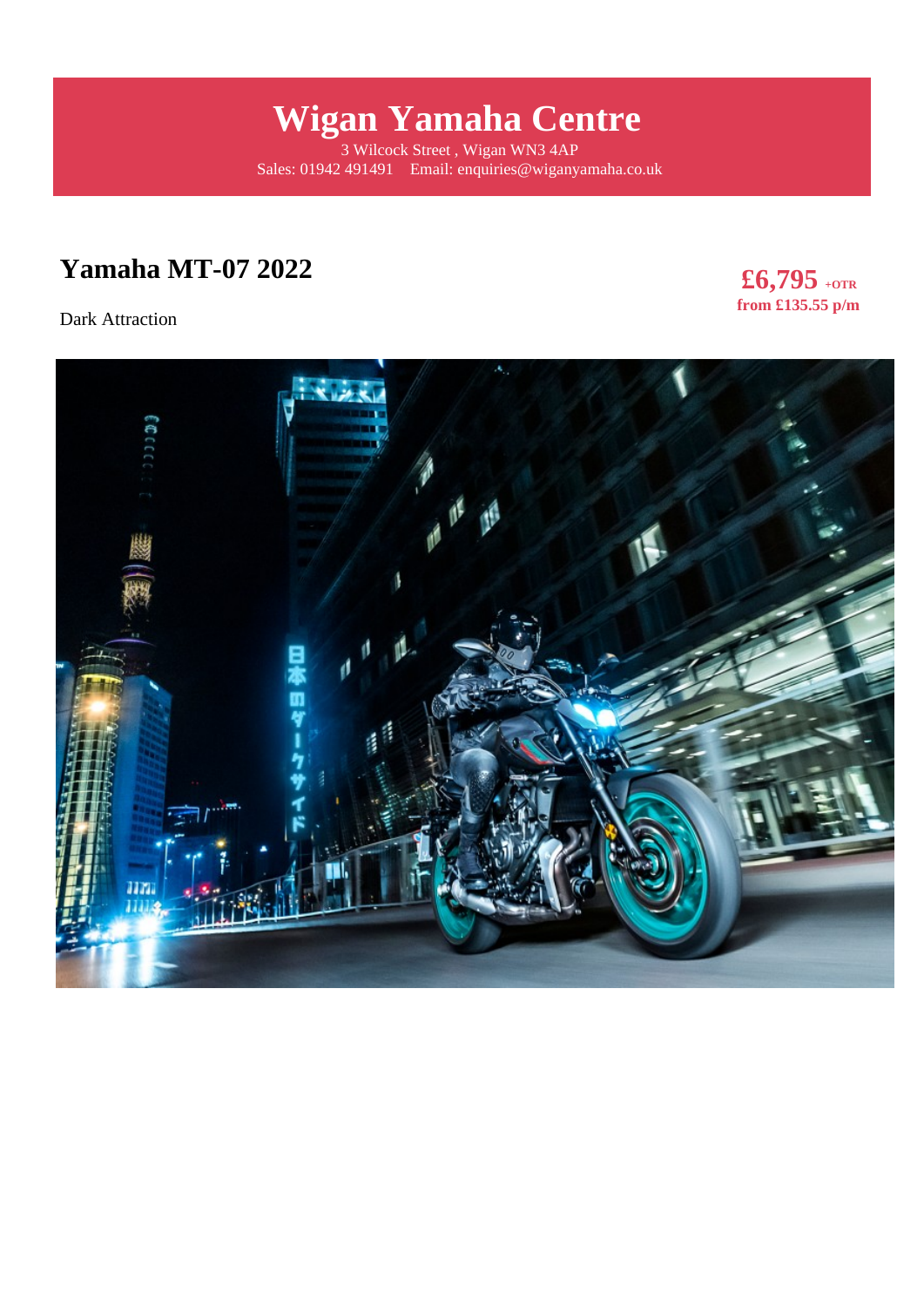# Wigan Yamaha Centre

3 Wilcock Street , Wigan WN3 4AP
Sales: 01942 491491    Email: enquiries@wiganyamaha.co.uk

## Yamaha MT-07 2022

**£6,795** **+OTR**
**from £135.55 p/m**

Dark Attraction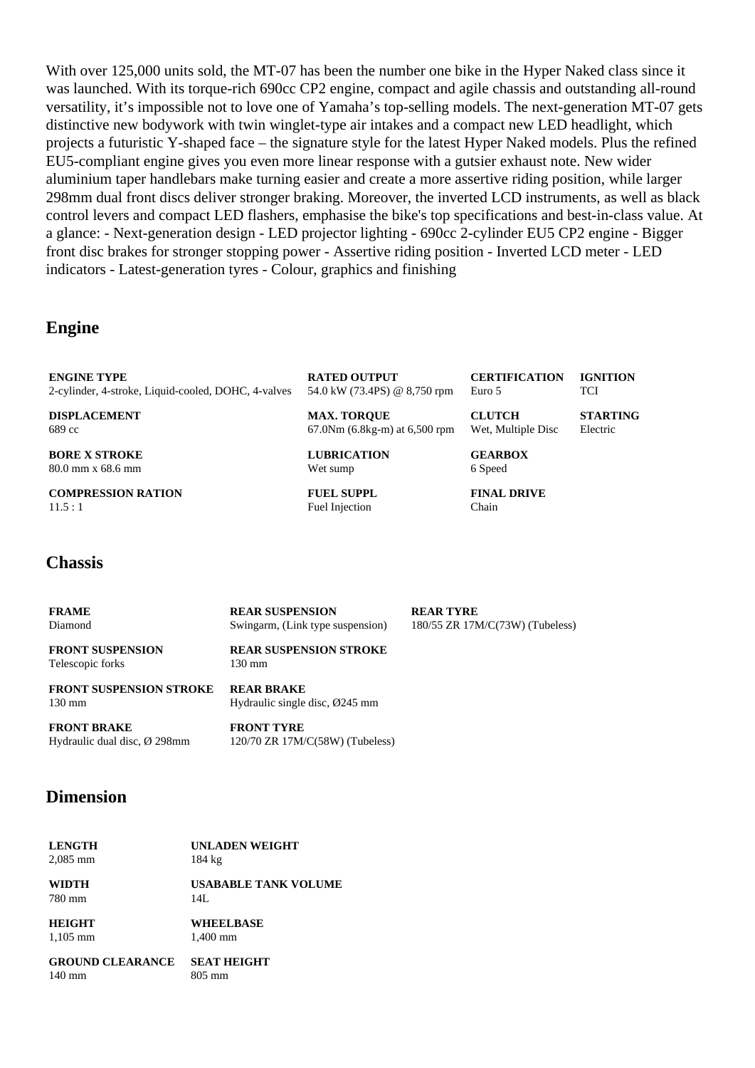With over 125,000 units sold, the MT-07 has been the number one bike in the Hyper Naked class since it was launched. With its torque-rich 690cc CP2 engine, compact and agile chassis and outstanding all-round versatility, it's impossible not to love one of Yamaha's top-selling models. The next-generation MT-07 gets distinctive new bodywork with twin winglet-type air intakes and a compact new LED headlight, which projects a futuristic Y-shaped face – the signature style for the latest Hyper Naked models. Plus the refined EU5-compliant engine gives you even more linear response with a gutsier exhaust note. New wider aluminium taper handlebars make turning easier and create a more assertive riding position, while larger 298mm dual front discs deliver stronger braking. Moreover, the inverted LCD instruments, as well as black control levers and compact LED flashers, emphasise the bike's top specifications and best-in-class value. At a glance: - Next-generation design - LED projector lighting - 690cc 2-cylinder EU5 CP2 engine - Bigger front disc brakes for stronger stopping power - Assertive riding position - Inverted LCD meter - LED indicators - Latest-generation tyres - Colour, graphics and finishing

## Engine

| | | | |
|---|---|---|---|
| **ENGINE TYPE**<br>2-cylinder, 4-stroke, Liquid-cooled, DOHC, 4-valves | **RATED OUTPUT**<br>54.0 kW (73.4PS) @ 8,750 rpm | **CERTIFICATION**<br>Euro 5 | **IGNITION**<br>TCI |
| **DISPLACEMENT**<br>689 cc | **MAX. TORQUE**<br>67.0Nm (6.8kg-m) at 6,500 rpm | **CLUTCH**<br>Wet, Multiple Disc | **STARTING**<br>Electric |
| **BORE X STROKE**<br>80.0 mm x 68.6 mm | **LUBRICATION**<br>Wet sump | **GEARBOX**<br>6 Speed | |
| **COMPRESSION RATION**<br>11.5 : 1 | **FUEL SUPPL**<br>Fuel Injection | **FINAL DRIVE**<br>Chain | |

## Chassis

| | | |
|---|---|---|
| **FRAME**<br>Diamond | **REAR SUSPENSION**<br>Swingarm, (Link type suspension) | **REAR TYRE**<br>180/55 ZR 17M/C(73W) (Tubeless) |
| **FRONT SUSPENSION**<br>Telescopic forks | **REAR SUSPENSION STROKE**<br>130 mm | |
| **FRONT SUSPENSION STROKE**<br>130 mm | **REAR BRAKE**<br>Hydraulic single disc, Ø245 mm | |
| **FRONT BRAKE**<br>Hydraulic dual disc, Ø 298mm | **FRONT TYRE**<br>120/70 ZR 17M/C(58W) (Tubeless) | |

## Dimension

| | |
|---|---|
| **LENGTH**<br>2,085 mm | **UNLADEN WEIGHT**<br>184 kg |
| **WIDTH**<br>780 mm | **USABABLE TANK VOLUME**<br>14L |
| **HEIGHT**<br>1,105 mm | **WHEELBASE**<br>1,400 mm |
| **GROUND CLEARANCE**<br>140 mm | **SEAT HEIGHT**<br>805 mm |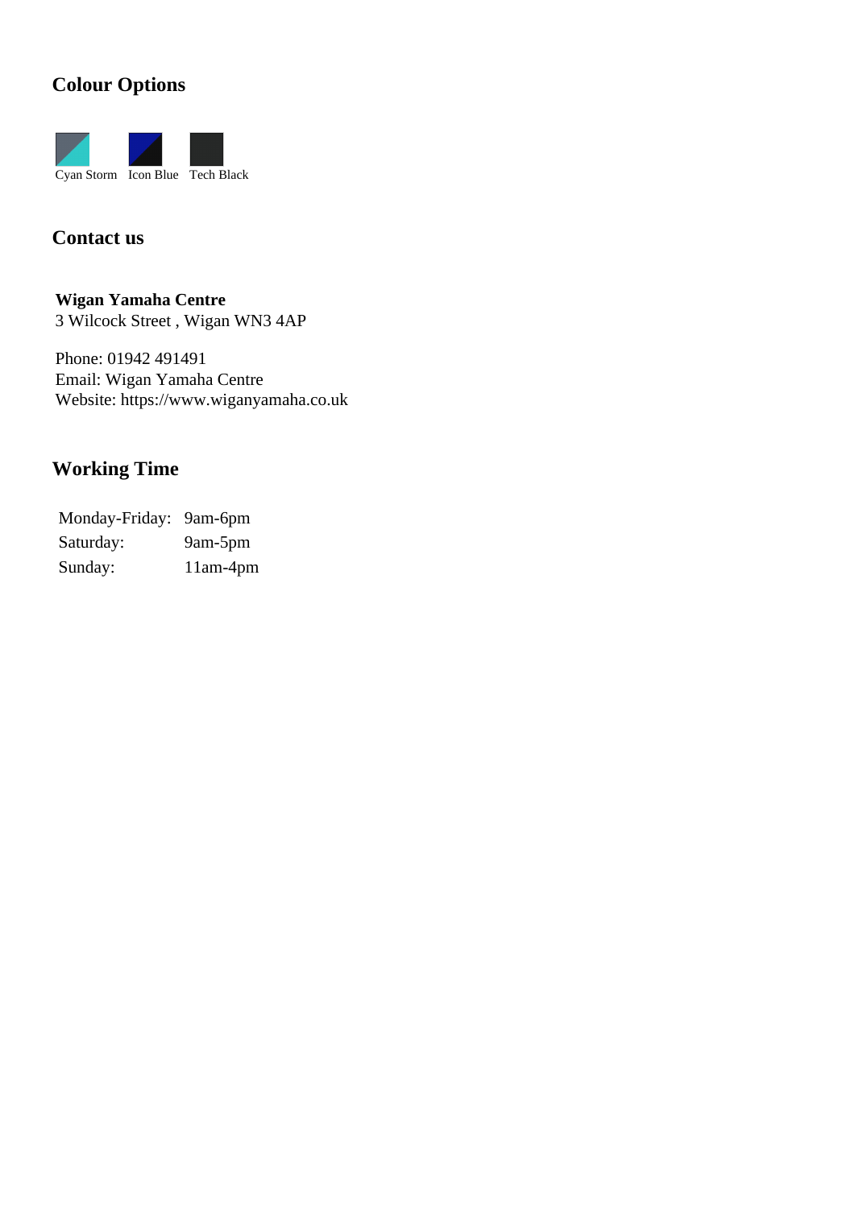## Colour Options

Cyan Storm Icon Blue Tech Black

## Contact us

**Wigan Yamaha Centre**
3 Wilcock Street , Wigan WN3 4AP

Phone: 01942 491491
Email: Wigan Yamaha Centre
Website: https://www.wiganyamaha.co.uk

## Working Time

| | |
|---|---|
| Monday-Friday: | 9am-6pm |
| Saturday: | 9am-5pm |
| Sunday: | 11am-4pm |